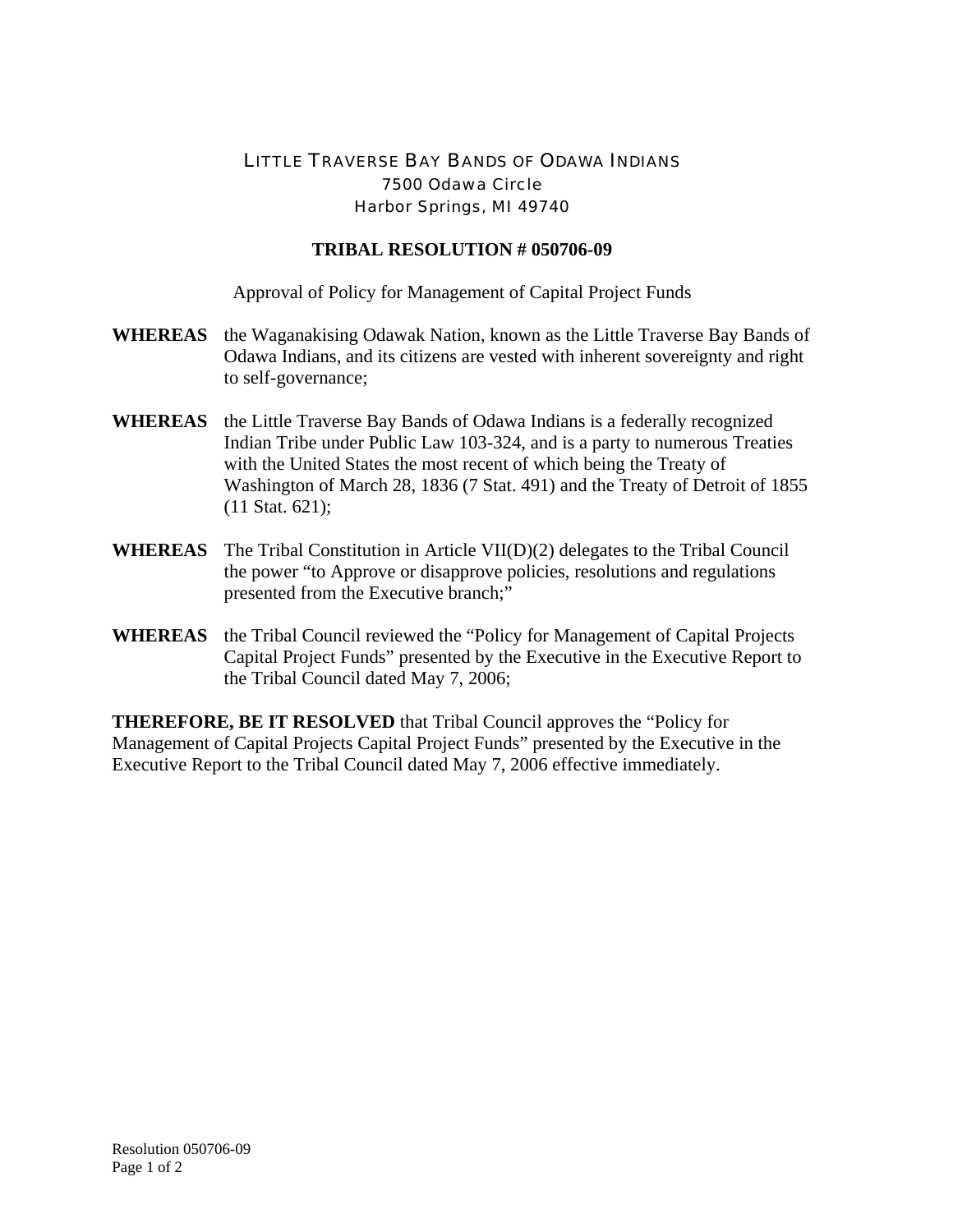LITTLE TRAVERSE BAY BANDS OF ODAWA INDIANS
7500 Odawa Circle
Harbor Springs, MI 49740

**TRIBAL RESOLUTION # 050706-09**

Approval of Policy for Management of Capital Project Funds

**WHEREAS** the Waganakising Odawak Nation, known as the Little Traverse Bay Bands of Odawa Indians, and its citizens are vested with inherent sovereignty and right to self-governance;

**WHEREAS** the Little Traverse Bay Bands of Odawa Indians is a federally recognized Indian Tribe under Public Law 103-324, and is a party to numerous Treaties with the United States the most recent of which being the Treaty of Washington of March 28, 1836 (7 Stat. 491) and the Treaty of Detroit of 1855 (11 Stat. 621);

**WHEREAS** The Tribal Constitution in Article VII(D)(2) delegates to the Tribal Council the power "to Approve or disapprove policies, resolutions and regulations presented from the Executive branch;"

**WHEREAS** the Tribal Council reviewed the "Policy for Management of Capital Projects Capital Project Funds" presented by the Executive in the Executive Report to the Tribal Council dated May 7, 2006;

**THEREFORE, BE IT RESOLVED** that Tribal Council approves the "Policy for Management of Capital Projects Capital Project Funds" presented by the Executive in the Executive Report to the Tribal Council dated May 7, 2006 effective immediately.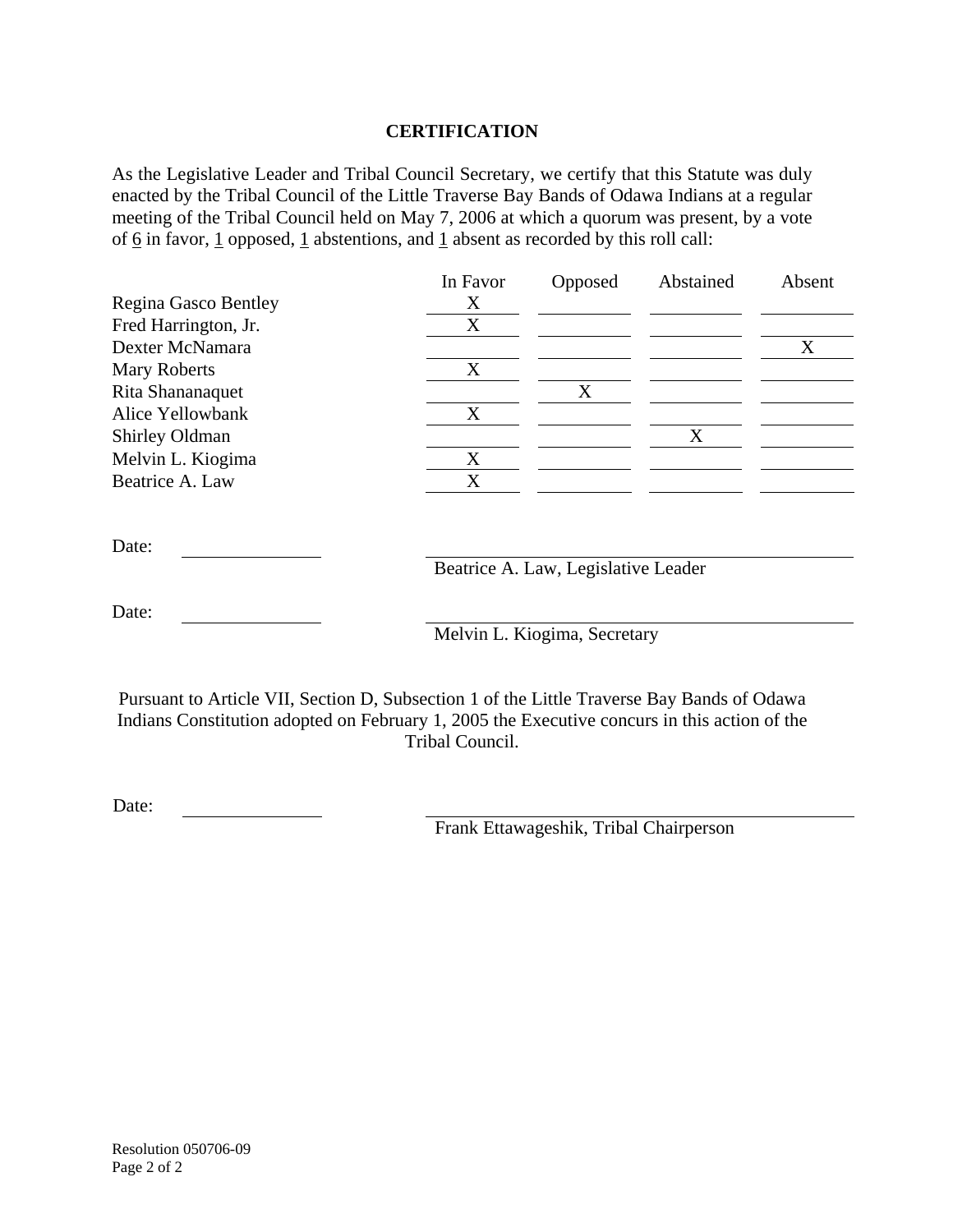# CERTIFICATION

As the Legislative Leader and Tribal Council Secretary, we certify that this Statute was duly enacted by the Tribal Council of the Little Traverse Bay Bands of Odawa Indians at a regular meeting of the Tribal Council held on May 7, 2006 at which a quorum was present, by a vote of 6 in favor, 1 opposed, 1 abstentions, and 1 absent as recorded by this roll call:

| | In Favor | Opposed | Abstained | Absent |
|---|---|---|---|---|
| Regina Gasco Bentley | X | | | |
| Fred Harrington, Jr. | X | | | |
| Dexter McNamara | | | | X |
| Mary Roberts | X | | | |
| Rita Shananaquet | | X | | |
| Alice Yellowbank | X | | | |
| Shirley Oldman | | | X | |
| Melvin L. Kiogima | X | | | |
| Beatrice A. Law | X | | | |

Date: ______________ ________________________________
Beatrice A. Law, Legislative Leader

Date: ______________ ________________________________
Melvin L. Kiogima, Secretary

Pursuant to Article VII, Section D, Subsection 1 of the Little Traverse Bay Bands of Odawa Indians Constitution adopted on February 1, 2005 the Executive concurs in this action of the Tribal Council.

Date: ______________ ________________________________
Frank Ettawageshik, Tribal Chairperson

Resolution 050706-09